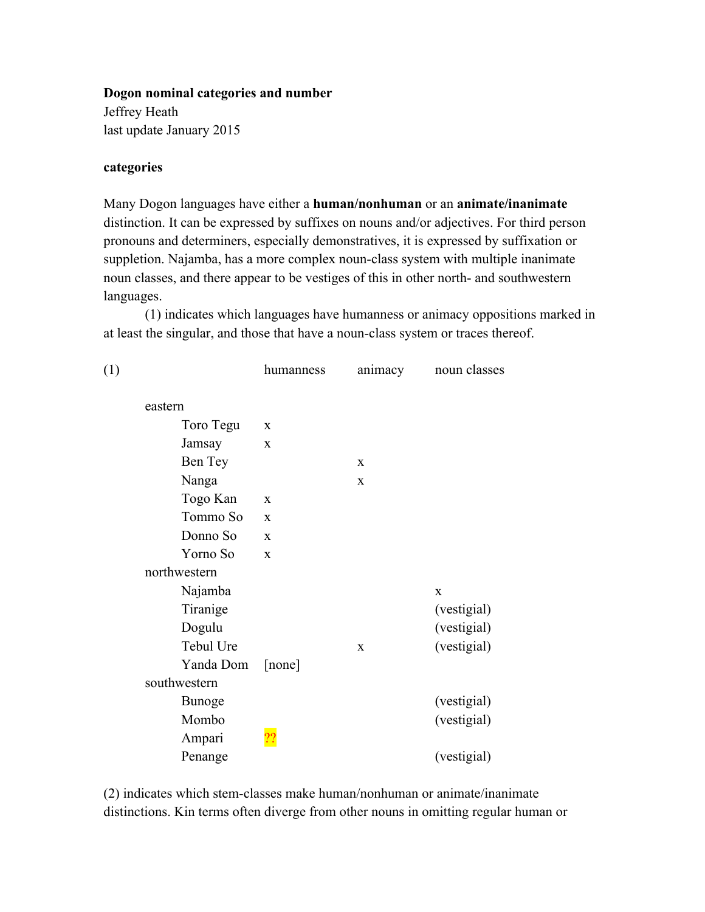**Dogon nominal categories and number**
Jeffrey Heath
last update January 2015

**categories**

Many Dogon languages have either a **human/nonhuman** or an **animate/inanimate** distinction. It can be expressed by suffixes on nouns and/or adjectives. For third person pronouns and determiners, especially demonstratives, it is expressed by suffixation or suppletion. Najamba, has a more complex noun-class system with multiple inanimate noun classes, and there appear to be vestiges of this in other north- and southwestern languages.

(1) indicates which languages have humanness or animacy oppositions marked in at least the singular, and those that have a noun-class system or traces thereof.

(1)

| | humanness | animacy | noun classes |
|---|---|---|---|
| eastern | | | |
| Toro Tegu | x | | |
| Jamsay | x | | |
| Ben Tey | | x | |
| Nanga | | x | |
| Togo Kan | x | | |
| Tommo So | x | | |
| Donno So | x | | |
| Yorno So | x | | |
| northwestern | | | |
| Najamba | | | x |
| Tiranige | | | (vestigial) |
| Dogulu | | | (vestigial) |
| Tebul Ure | | x | (vestigial) |
| Yanda Dom | [none] | | |
| southwestern | | | |
| Bunoge | | | (vestigial) |
| Mombo | | | (vestigial) |
| Ampari | ?? | | |
| Penange | | | (vestigial) |

(2) indicates which stem-classes make human/nonhuman or animate/inanimate distinctions. Kin terms often diverge from other nouns in omitting regular human or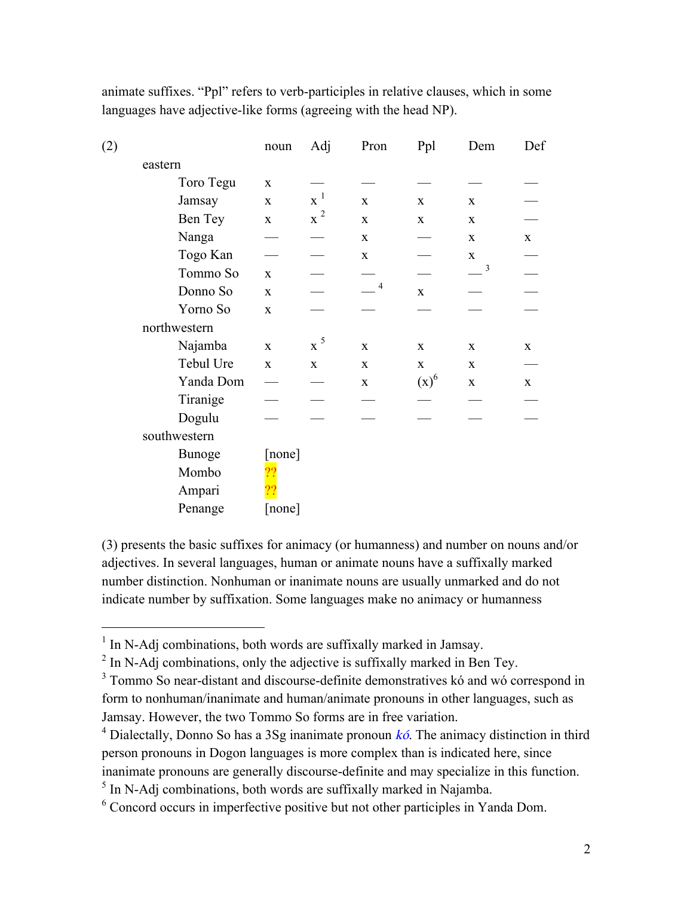animate suffixes. "Ppl" refers to verb-participles in relative clauses, which in some languages have adjective-like forms (agreeing with the head NP).

(2)

| | noun | Adj | Pron | Ppl | Dem | Def |
|---|---|---|---|---|---|---|
| **eastern** | | | | | | |
| Toro Tegu | x | — | — | — | — | — |
| Jamsay | x | x [1] | x | x | x | — |
| Ben Tey | x | x [2] | x | x | x | — |
| Nanga | — | — | x | — | x | x |
| Togo Kan | — | — | x | — | x | — |
| Tommo So | x | — | — | — | — [3] | — |
| Donno So | x | — | — [4] | x | — | — |
| Yorno So | x | — | — | — | — | — |
| **northwestern** | | | | | | |
| Najamba | x | x [5] | x | x | x | x |
| Tebul Ure | x | x | x | x | x | — |
| Yanda Dom | — | — | x | (x)[6] | x | x |
| Tiranige | — | — | — | — | — | — |
| Dogulu | — | — | — | — | — | — |
| **southwestern** | | | | | | |
| Bunoge | [none] | | | | | |
| Mombo | ?? | | | | | |
| Ampari | ?? | | | | | |
| Penange | [none] | | | | | |

(3) presents the basic suffixes for animacy (or humanness) and number on nouns and/or adjectives. In several languages, human or animate nouns have a suffixally marked number distinction. Nonhuman or inanimate nouns are usually unmarked and do not indicate number by suffixation. Some languages make no animacy or humanness

---

[1] In N-Adj combinations, both words are suffixally marked in Jamsay.

[2] In N-Adj combinations, only the adjective is suffixally marked in Ben Tey.

[3] Tommo So near-distant and discourse-definite demonstratives kó and wó correspond in form to nonhuman/inanimate and human/animate pronouns in other languages, such as Jamsay. However, the two Tommo So forms are in free variation.

[4] Dialectally, Donno So has a 3Sg inanimate pronoun *kó*. The animacy distinction in third person pronouns in Dogon languages is more complex than is indicated here, since inanimate pronouns are generally discourse-definite and may specialize in this function.

[5] In N-Adj combinations, both words are suffixally marked in Najamba.

[6] Concord occurs in imperfective positive but not other participles in Yanda Dom.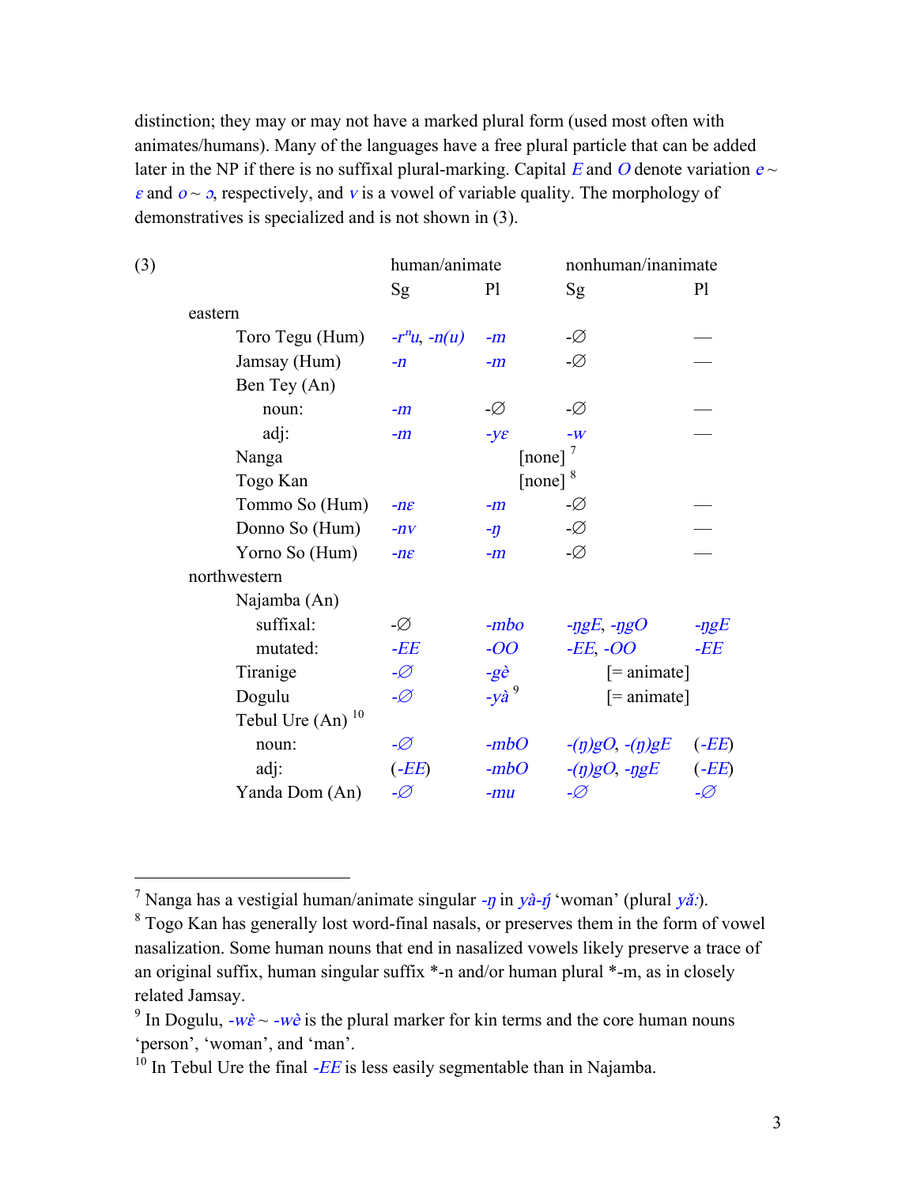distinction; they may or may not have a marked plural form (used most often with animates/humans). Many of the languages have a free plural particle that can be added later in the NP if there is no suffixal plural-marking. Capital *E* and *O* denote variation *e* ~ *ɛ* and *o* ~ *ɔ*, respectively, and *v* is a vowel of variable quality. The morphology of demonstratives is specialized and is not shown in (3).

(3)

| | human/animate | | nonhuman/inanimate | |
|---|---|---|---|---|
| | Sg | Pl | Sg | Pl |
| **eastern** | | | | |
| Toro Tegu (Hum) | *-rⁿu*, *-n(u)* | *-m* | -∅ | — |
| Jamsay (Hum) | *-n* | *-m* | -∅ | — |
| Ben Tey (An) | | | | |
| noun: | *-m* | -∅ | -∅ | — |
| adj: | *-m* | *-yɛ* | *-w* | — |
| Nanga | | [none] [7] | | |
| Togo Kan | | [none] [8] | | |
| Tommo So (Hum) | *-nɛ* | *-m* | -∅ | — |
| Donno So (Hum) | *-nv* | *-ŋ* | -∅ | — |
| Yorno So (Hum) | *-nɛ* | *-m* | -∅ | — |
| **northwestern** | | | | |
| Najamba (An) | | | | |
| suffixal: | -∅ | *-mbo* | *-ŋgE*, *-ŋgO* | *-ŋgE* |
| mutated: | *-EE* | *-OO* | *-EE*, *-OO* | *-EE* |
| Tiranige | *-∅* | *-gè* | [= animate] | |
| Dogulu | *-∅* | *-yà* [9] | [= animate] | |
| Tebul Ure (An) [10] | | | | |
| noun: | *-∅* | *-mbO* | *-(ŋ)gO*, *-(ŋ)gE* | (*-EE*) |
| adj: | (*-EE*) | *-mbO* | *-(ŋ)gO*, *-ŋgE* | (*-EE*) |
| Yanda Dom (An) | *-∅* | *-mu* | *-∅* | *-∅* |

---

[7] Nanga has a vestigial human/animate singular *-ŋ* in *yà-ŋ́* 'woman' (plural *yǎ:*).

[8] Togo Kan has generally lost word-final nasals, or preserves them in the form of vowel nasalization. Some human nouns that end in nasalized vowels likely preserve a trace of an original suffix, human singular suffix *-n and/or human plural *-m, as in closely related Jamsay.

[9] In Dogulu, *-wɛ̀* ~ *-wè* is the plural marker for kin terms and the core human nouns 'person', 'woman', and 'man'.

[10] In Tebul Ure the final *-EE* is less easily segmentable than in Najamba.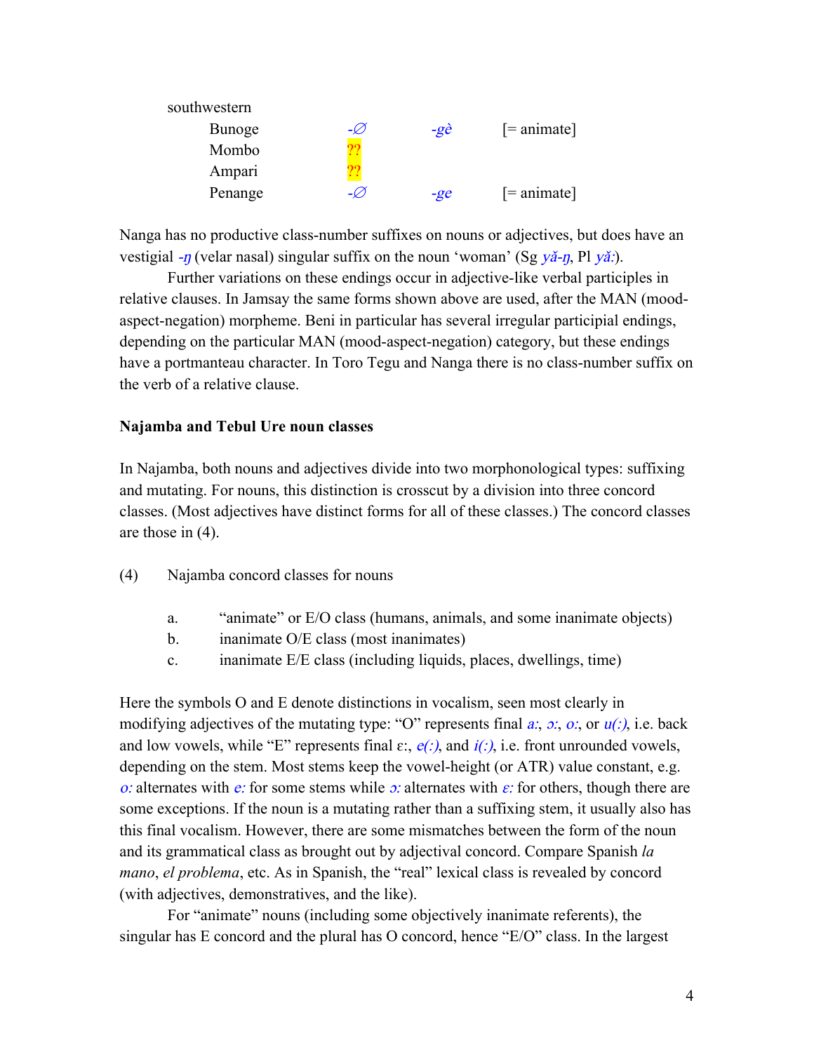| southwestern | | | |
|---|---|---|---|
| Bunoge | *-∅* | *-gè* | [= animate] |
| Mombo | ?? | | |
| Ampari | ?? | | |
| Penange | *-∅* | *-ge* | [= animate] |

Nanga has no productive class-number suffixes on nouns or adjectives, but does have an vestigial *-ŋ* (velar nasal) singular suffix on the noun 'woman' (Sg *yǎ-ŋ*, Pl *yǎ:*).

Further variations on these endings occur in adjective-like verbal participles in relative clauses. In Jamsay the same forms shown above are used, after the MAN (mood-aspect-negation) morpheme. Beni in particular has several irregular participial endings, depending on the particular MAN (mood-aspect-negation) category, but these endings have a portmanteau character. In Toro Tegu and Nanga there is no class-number suffix on the verb of a relative clause.

**Najamba and Tebul Ure noun classes**

In Najamba, both nouns and adjectives divide into two morphonological types: suffixing and mutating. For nouns, this distinction is crosscut by a division into three concord classes. (Most adjectives have distinct forms for all of these classes.) The concord classes are those in (4).

(4) Najamba concord classes for nouns

a. "animate" or E/O class (humans, animals, and some inanimate objects)
b. inanimate O/E class (most inanimates)
c. inanimate E/E class (including liquids, places, dwellings, time)

Here the symbols O and E denote distinctions in vocalism, seen most clearly in modifying adjectives of the mutating type: "O" represents final *a:*, *ɔ:*, *o:*, or *u(:)*, i.e. back and low vowels, while "E" represents final ɛ:, *e(:)*, and *i(:)*, i.e. front unrounded vowels, depending on the stem. Most stems keep the vowel-height (or ATR) value constant, e.g. *o:* alternates with *e:* for some stems while *ɔ:* alternates with *ɛ:* for others, though there are some exceptions. If the noun is a mutating rather than a suffixing stem, it usually also has this final vocalism. However, there are some mismatches between the form of the noun and its grammatical class as brought out by adjectival concord. Compare Spanish *la mano*, *el problema*, etc. As in Spanish, the "real" lexical class is revealed by concord (with adjectives, demonstratives, and the like).

For "animate" nouns (including some objectively inanimate referents), the singular has E concord and the plural has O concord, hence "E/O" class. In the largest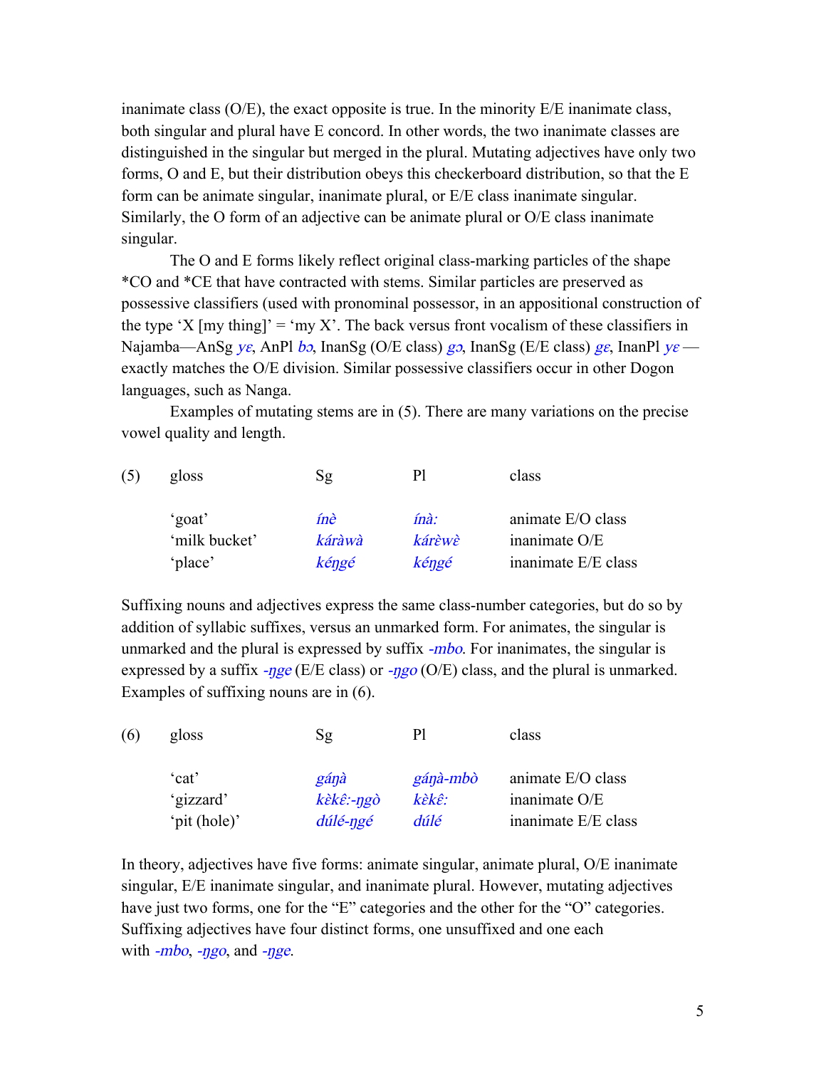inanimate class (O/E), the exact opposite is true. In the minority E/E inanimate class, both singular and plural have E concord. In other words, the two inanimate classes are distinguished in the singular but merged in the plural. Mutating adjectives have only two forms, O and E, but their distribution obeys this checkerboard distribution, so that the E form can be animate singular, inanimate plural, or E/E class inanimate singular. Similarly, the O form of an adjective can be animate plural or O/E class inanimate singular.

The O and E forms likely reflect original class-marking particles of the shape *CO and *CE that have contracted with stems. Similar particles are preserved as possessive classifiers (used with pronominal possessor, in an appositional construction of the type 'X [my thing]' = 'my X'. The back versus front vocalism of these classifiers in Najamba—AnSg *yɛ*, AnPl *bɔ*, InanSg (O/E class) *gɔ*, InanSg (E/E class) *gɛ*, InanPl *yɛ* —exactly matches the O/E division. Similar possessive classifiers occur in other Dogon languages, such as Nanga.

Examples of mutating stems are in (5). There are many variations on the precise vowel quality and length.

| (5) | gloss | Sg | Pl | class |
|---|---|---|---|---|
| | 'goat' | *ínè* | *ínà:* | animate E/O class |
| | 'milk bucket' | *káràwà* | *kárɛ̀wɛ̀* | inanimate O/E |
| | 'place' | *kéŋgé* | *kéŋgé* | inanimate E/E class |

Suffixing nouns and adjectives express the same class-number categories, but do so by addition of syllabic suffixes, versus an unmarked form. For animates, the singular is unmarked and the plural is expressed by suffix *-mbo*. For inanimates, the singular is expressed by a suffix *-ŋge* (E/E class) or *-ŋgo* (O/E) class, and the plural is unmarked. Examples of suffixing nouns are in (6).

| (6) | gloss | Sg | Pl | class |
|---|---|---|---|---|
| | 'cat' | *gáŋà* | *gáŋà-mbò* | animate E/O class |
| | 'gizzard' | *kɛ̀kɛ̂:-ŋgò* | *kɛ̀kɛ̂:* | inanimate O/E |
| | 'pit (hole)' | *dúlé-ŋgé* | *dúlé* | inanimate E/E class |

In theory, adjectives have five forms: animate singular, animate plural, O/E inanimate singular, E/E inanimate singular, and inanimate plural. However, mutating adjectives have just two forms, one for the "E" categories and the other for the "O" categories. Suffixing adjectives have four distinct forms, one unsuffixed and one each with *-mbo*, *-ŋgo*, and *-ŋge*.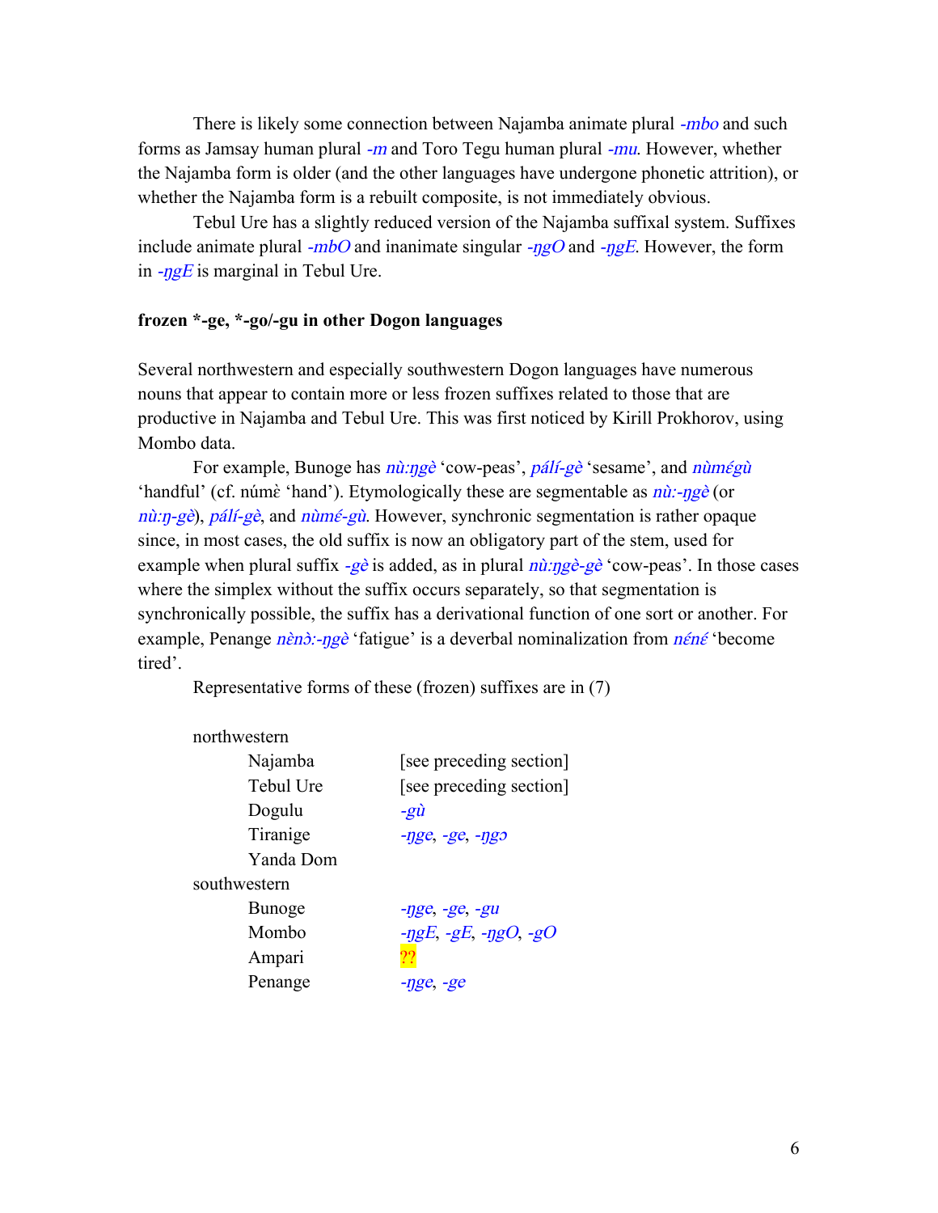There is likely some connection between Najamba animate plural *-mbo* and such forms as Jamsay human plural *-m* and Toro Tegu human plural *-mu*. However, whether the Najamba form is older (and the other languages have undergone phonetic attrition), or whether the Najamba form is a rebuilt composite, is not immediately obvious.

Tebul Ure has a slightly reduced version of the Najamba suffixal system. Suffixes include animate plural *-mbO* and inanimate singular *-ŋgO* and *-ŋgE*. However, the form in *-ŋgE* is marginal in Tebul Ure.

**frozen *-ge, *-go/-gu in other Dogon languages**

Several northwestern and especially southwestern Dogon languages have numerous nouns that appear to contain more or less frozen suffixes related to those that are productive in Najamba and Tebul Ure. This was first noticed by Kirill Prokhorov, using Mombo data.

For example, Bunoge has *nù:ŋgè* 'cow-peas', *pálí-gè* 'sesame', and *nùmɛ́gù* 'handful' (cf. númɛ̀ 'hand'). Etymologically these are segmentable as *nù:-ŋgè* (or *nù:ŋ-gè*), *pálí-gè*, and *nùmɛ́-gù*. However, synchronic segmentation is rather opaque since, in most cases, the old suffix is now an obligatory part of the stem, used for example when plural suffix *-gè* is added, as in plural *nù:ŋgè-gè* 'cow-peas'. In those cases where the simplex without the suffix occurs separately, so that segmentation is synchronically possible, the suffix has a derivational function of one sort or another. For example, Penange *nènɔ̀:-ŋgè* 'fatigue' is a deverbal nominalization from *nɛ́nɛ́* 'become tired'.

Representative forms of these (frozen) suffixes are in (7)

| | | |
|---|---|---|
| northwestern | | |
| | Najamba | [see preceding section] |
| | Tebul Ure | [see preceding section] |
| | Dogulu | *-gù* |
| | Tiranige | *-ŋge*, *-ge*, *-ŋgɔ* |
| | Yanda Dom | |
| southwestern | | |
| | Bunoge | *-ŋge*, *-ge*, *-gu* |
| | Mombo | *-ŋgE*, *-gE*, *-ŋgO*, *-gO* |
| | Ampari | ?? |
| | Penange | *-ŋge*, *-ge* |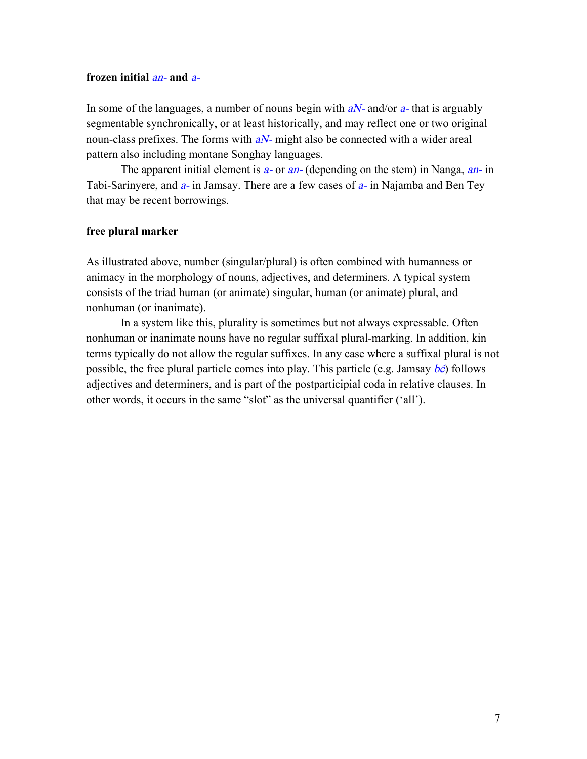**frozen initial *an-* and *a-***

In some of the languages, a number of nouns begin with *aN-* and/or *a-* that is arguably segmentable synchronically, or at least historically, and may reflect one or two original noun-class prefixes. The forms with *aN-* might also be connected with a wider areal pattern also including montane Songhay languages.

The apparent initial element is *a-* or *an-* (depending on the stem) in Nanga, *an-* in Tabi-Sarinyere, and *a-* in Jamsay. There are a few cases of *a-* in Najamba and Ben Tey that may be recent borrowings.

**free plural marker**

As illustrated above, number (singular/plural) is often combined with humanness or animacy in the morphology of nouns, adjectives, and determiners. A typical system consists of the triad human (or animate) singular, human (or animate) plural, and nonhuman (or inanimate).

In a system like this, plurality is sometimes but not always expressable. Often nonhuman or inanimate nouns have no regular suffixal plural-marking. In addition, kin terms typically do not allow the regular suffixes. In any case where a suffixal plural is not possible, the free plural particle comes into play. This particle (e.g. Jamsay *bé̩*) follows adjectives and determiners, and is part of the postparticipial coda in relative clauses. In other words, it occurs in the same "slot" as the universal quantifier ('all').